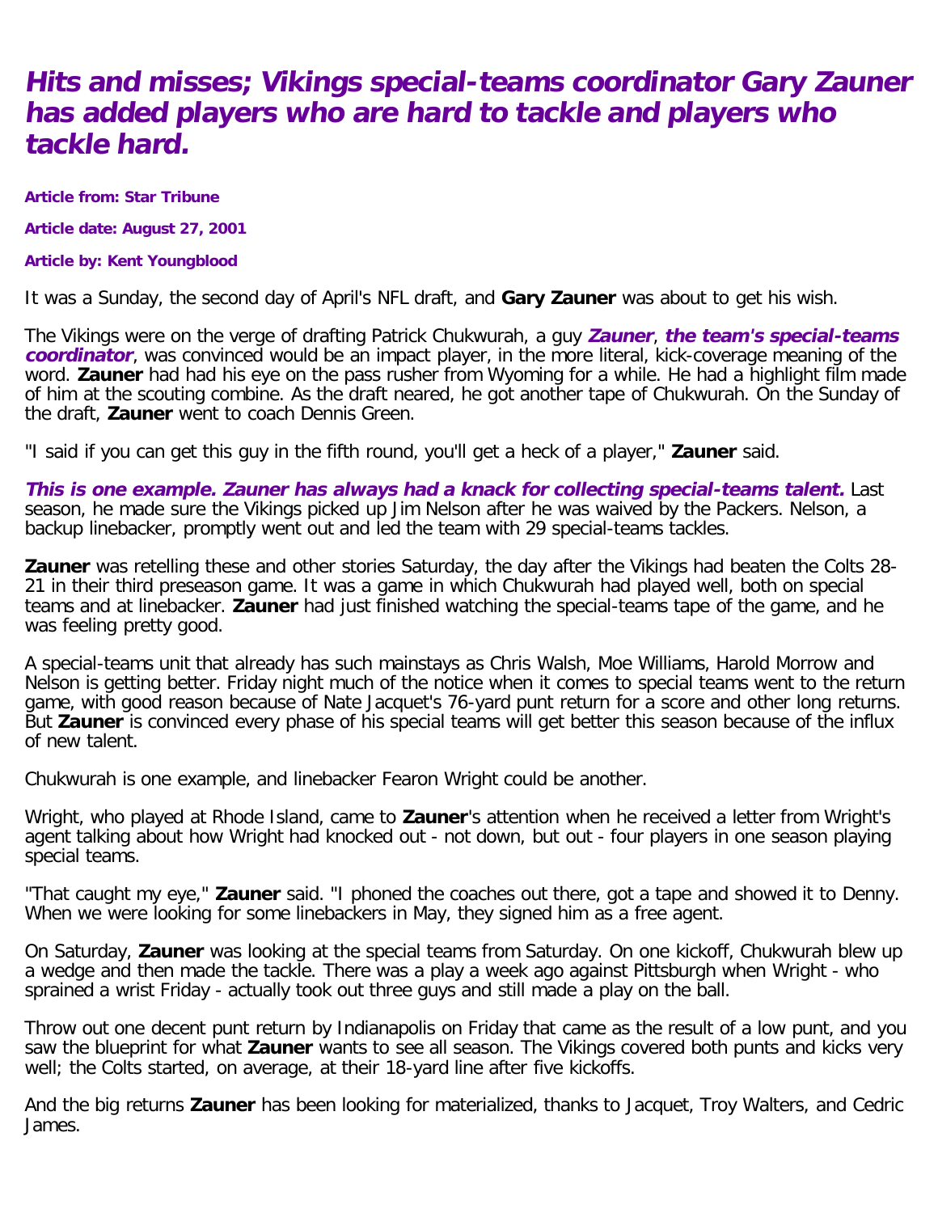# *Hits and misses; Vikings special-teams coordinator Gary Zauner has added players who are hard to tackle and players who tackle hard.*

**Article from: Star Tribune**

**Article date: August 27, 2001**

**Article by: Kent Youngblood**

It was a Sunday, the second day of April's NFL draft, and **Gary Zauner** was about to get his wish.

The Vikings were on the verge of drafting Patrick Chukwurah, a guy ***Zauner*, *the team's special-teams coordinator***, was convinced would be an impact player, in the more literal, kick-coverage meaning of the word. **Zauner** had had his eye on the pass rusher from Wyoming for a while. He had a highlight film made of him at the scouting combine. As the draft neared, he got another tape of Chukwurah. On the Sunday of the draft, **Zauner** went to coach Dennis Green.

"I said if you can get this guy in the fifth round, you'll get a heck of a player," **Zauner** said.

***This is one example. Zauner has always had a knack for collecting special-teams talent.*** Last season, he made sure the Vikings picked up Jim Nelson after he was waived by the Packers. Nelson, a backup linebacker, promptly went out and led the team with 29 special-teams tackles.

**Zauner** was retelling these and other stories Saturday, the day after the Vikings had beaten the Colts 28-21 in their third preseason game. It was a game in which Chukwurah had played well, both on special teams and at linebacker. **Zauner** had just finished watching the special-teams tape of the game, and he was feeling pretty good.

A special-teams unit that already has such mainstays as Chris Walsh, Moe Williams, Harold Morrow and Nelson is getting better. Friday night much of the notice when it comes to special teams went to the return game, with good reason because of Nate Jacquet's 76-yard punt return for a score and other long returns. But **Zauner** is convinced every phase of his special teams will get better this season because of the influx of new talent.

Chukwurah is one example, and linebacker Fearon Wright could be another.

Wright, who played at Rhode Island, came to **Zauner**'s attention when he received a letter from Wright's agent talking about how Wright had knocked out - not down, but out - four players in one season playing special teams.

"That caught my eye," **Zauner** said. "I phoned the coaches out there, got a tape and showed it to Denny. When we were looking for some linebackers in May, they signed him as a free agent.

On Saturday, **Zauner** was looking at the special teams from Saturday. On one kickoff, Chukwurah blew up a wedge and then made the tackle. There was a play a week ago against Pittsburgh when Wright - who sprained a wrist Friday - actually took out three guys and still made a play on the ball.

Throw out one decent punt return by Indianapolis on Friday that came as the result of a low punt, and you saw the blueprint for what **Zauner** wants to see all season. The Vikings covered both punts and kicks very well; the Colts started, on average, at their 18-yard line after five kickoffs.

And the big returns **Zauner** has been looking for materialized, thanks to Jacquet, Troy Walters, and Cedric James.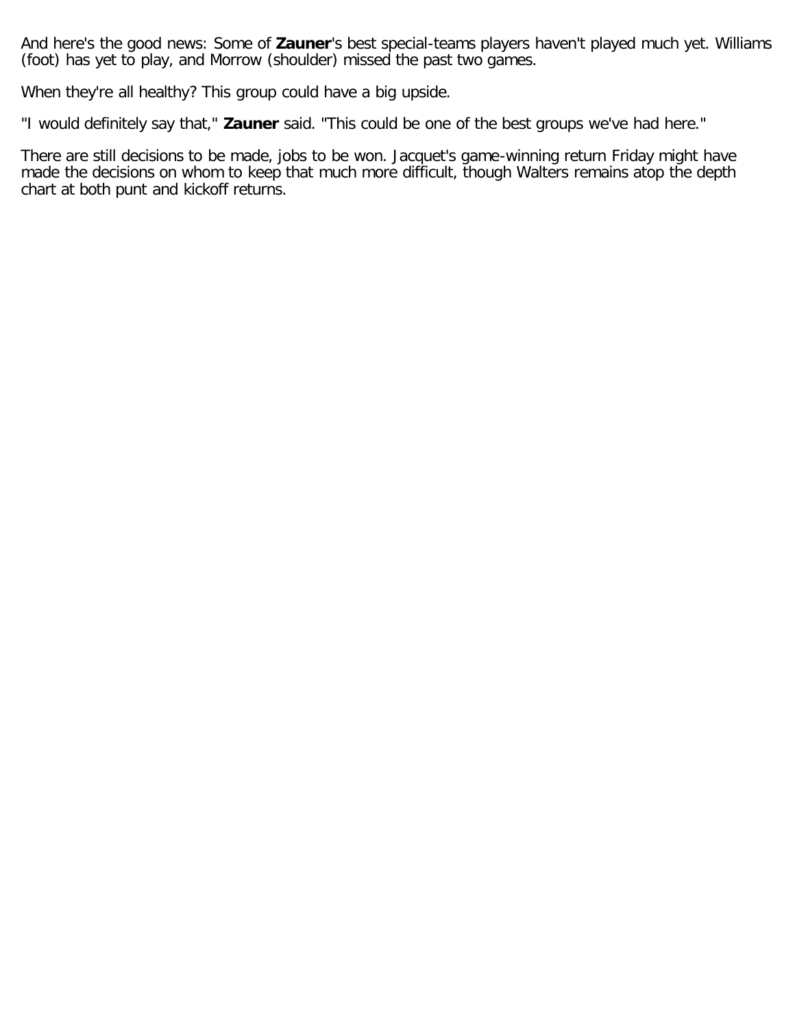And here's the good news: Some of **Zauner**'s best special-teams players haven't played much yet. Williams (foot) has yet to play, and Morrow (shoulder) missed the past two games.

When they're all healthy? This group could have a big upside.

"I would definitely say that," **Zauner** said. "This could be one of the best groups we've had here."

There are still decisions to be made, jobs to be won. Jacquet's game-winning return Friday might have made the decisions on whom to keep that much more difficult, though Walters remains atop the depth chart at both punt and kickoff returns.